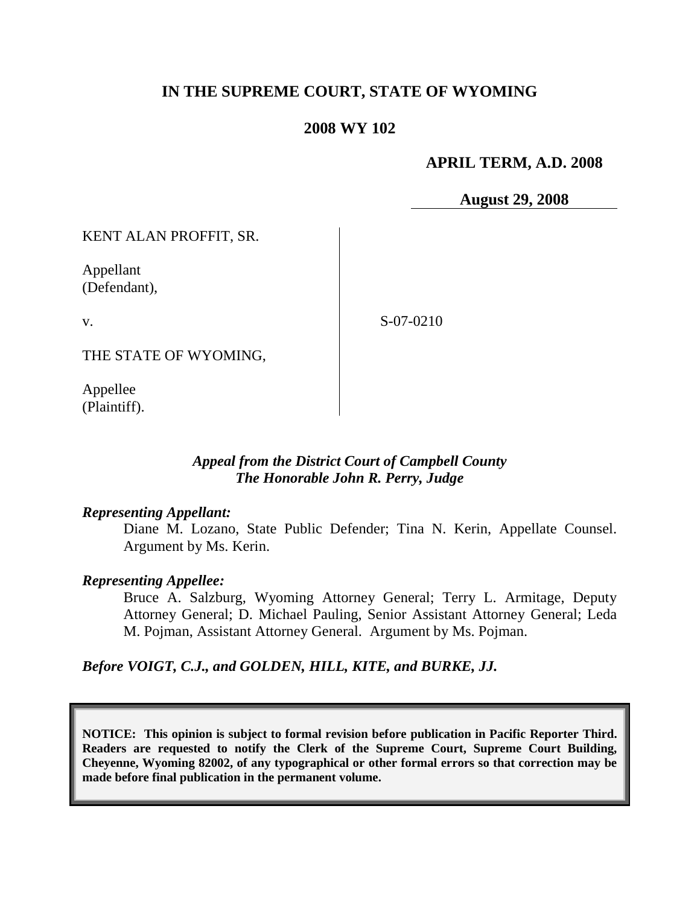# IN THE SUPREME COURT, STATE OF WYOMING

## 2008 WY 102

**APRIL TERM, A.D. 2008**

**August 29, 2008**

KENT ALAN PROFFIT, SR.

Appellant
(Defendant),

v.

THE STATE OF WYOMING,

Appellee
(Plaintiff).

S-07-0210

*Appeal from the District Court of Campbell County*
*The Honorable John R. Perry, Judge*

***Representing Appellant:***

Diane M. Lozano, State Public Defender; Tina N. Kerin, Appellate Counsel. Argument by Ms. Kerin.

***Representing Appellee:***

Bruce A. Salzburg, Wyoming Attorney General; Terry L. Armitage, Deputy Attorney General; D. Michael Pauling, Senior Assistant Attorney General; Leda M. Pojman, Assistant Attorney General. Argument by Ms. Pojman.

***Before VOIGT, C.J., and GOLDEN, HILL, KITE, and BURKE, JJ.***

**NOTICE: This opinion is subject to formal revision before publication in Pacific Reporter Third. Readers are requested to notify the Clerk of the Supreme Court, Supreme Court Building, Cheyenne, Wyoming 82002, of any typographical or other formal errors so that correction may be made before final publication in the permanent volume.**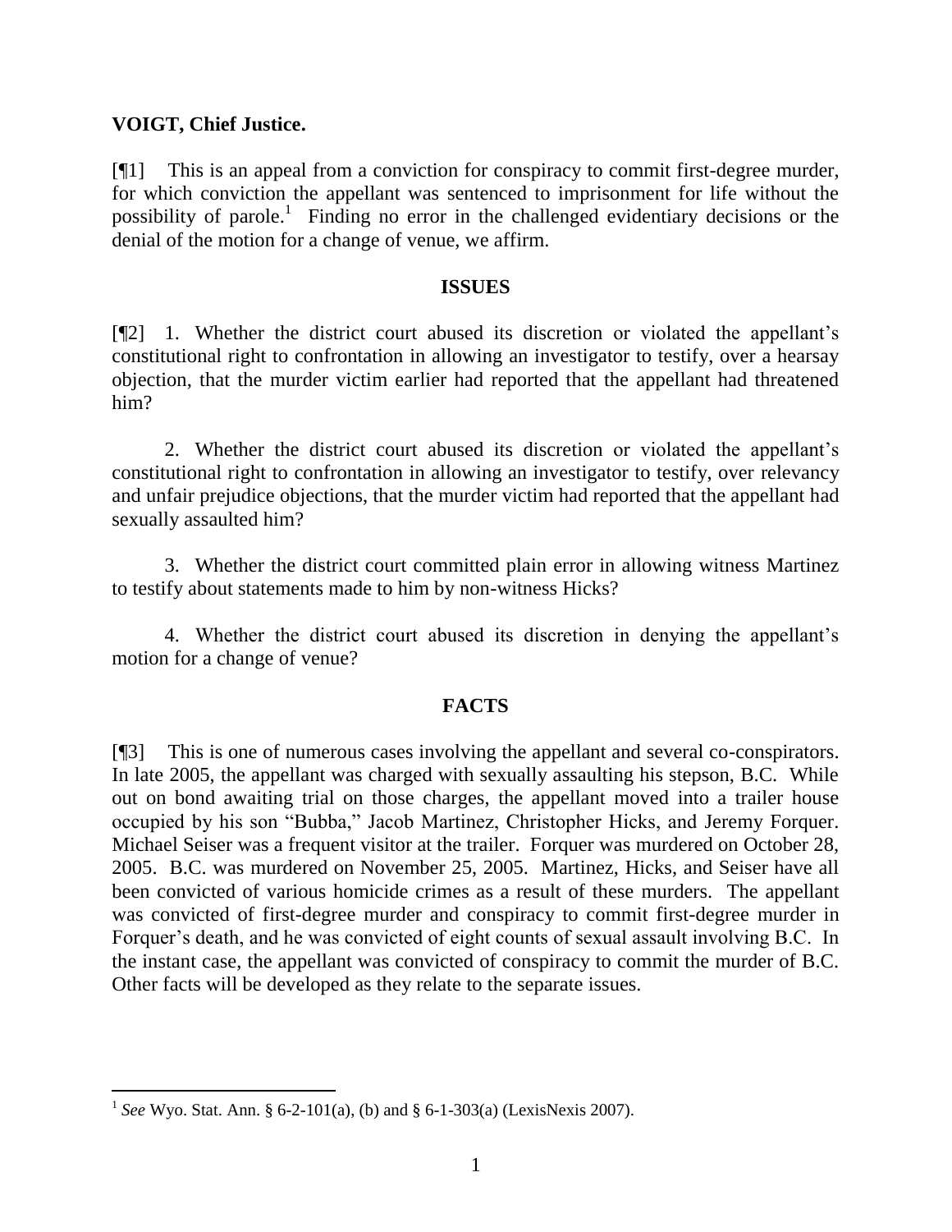**VOIGT, Chief Justice.**

[¶1] This is an appeal from a conviction for conspiracy to commit first-degree murder, for which conviction the appellant was sentenced to imprisonment for life without the possibility of parole.[1] Finding no error in the challenged evidentiary decisions or the denial of the motion for a change of venue, we affirm.

## ISSUES

[¶2] 1. Whether the district court abused its discretion or violated the appellant's constitutional right to confrontation in allowing an investigator to testify, over a hearsay objection, that the murder victim earlier had reported that the appellant had threatened him?

2. Whether the district court abused its discretion or violated the appellant's constitutional right to confrontation in allowing an investigator to testify, over relevancy and unfair prejudice objections, that the murder victim had reported that the appellant had sexually assaulted him?

3. Whether the district court committed plain error in allowing witness Martinez to testify about statements made to him by non-witness Hicks?

4. Whether the district court abused its discretion in denying the appellant's motion for a change of venue?

## FACTS

[¶3] This is one of numerous cases involving the appellant and several co-conspirators. In late 2005, the appellant was charged with sexually assaulting his stepson, B.C. While out on bond awaiting trial on those charges, the appellant moved into a trailer house occupied by his son "Bubba," Jacob Martinez, Christopher Hicks, and Jeremy Forquer. Michael Seiser was a frequent visitor at the trailer. Forquer was murdered on October 28, 2005. B.C. was murdered on November 25, 2005. Martinez, Hicks, and Seiser have all been convicted of various homicide crimes as a result of these murders. The appellant was convicted of first-degree murder and conspiracy to commit first-degree murder in Forquer's death, and he was convicted of eight counts of sexual assault involving B.C. In the instant case, the appellant was convicted of conspiracy to commit the murder of B.C. Other facts will be developed as they relate to the separate issues.

---

[1] *See* Wyo. Stat. Ann. § 6-2-101(a), (b) and § 6-1-303(a) (LexisNexis 2007).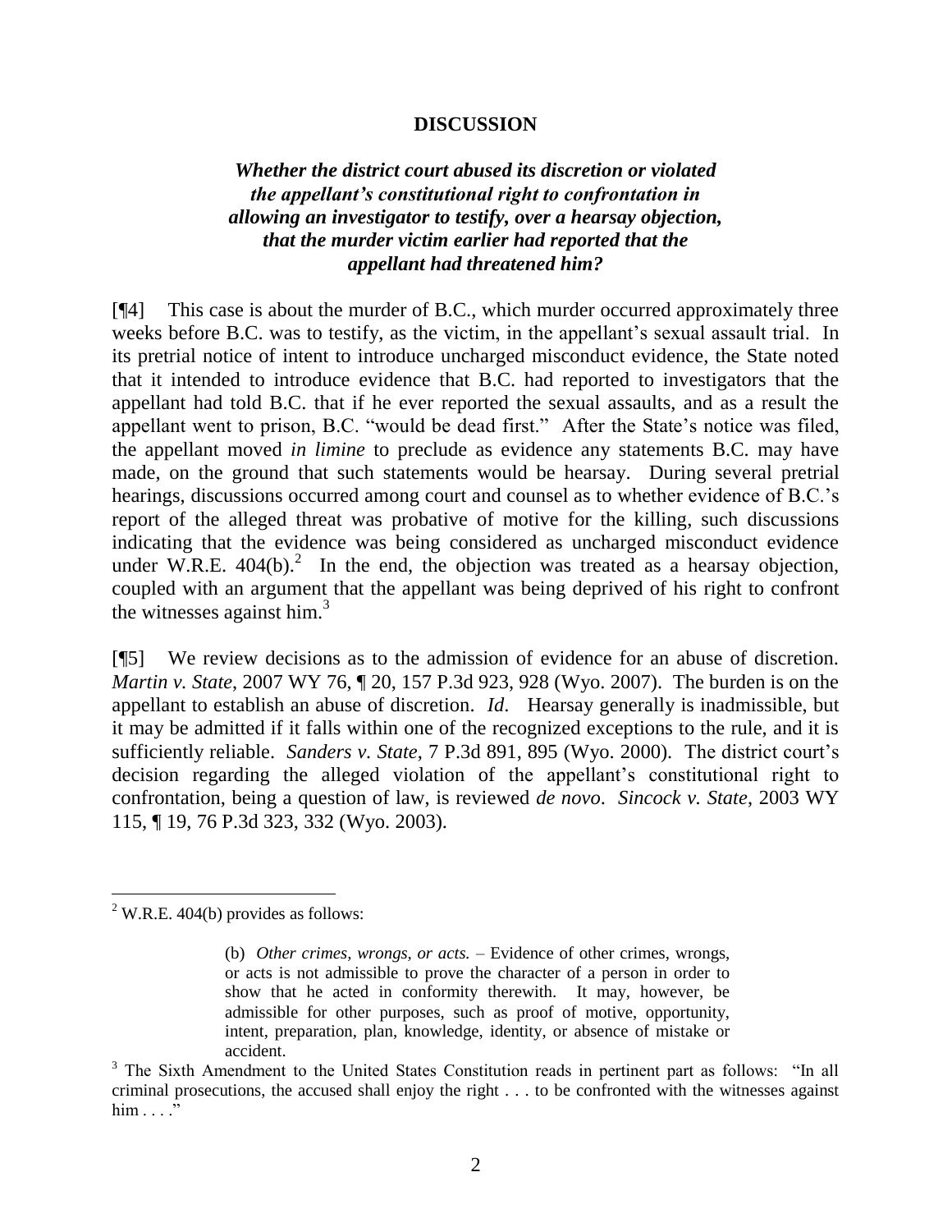## DISCUSSION

### *Whether the district court abused its discretion or violated the appellant's constitutional right to confrontation in allowing an investigator to testify, over a hearsay objection, that the murder victim earlier had reported that the appellant had threatened him?*

[¶4] This case is about the murder of B.C., which murder occurred approximately three weeks before B.C. was to testify, as the victim, in the appellant's sexual assault trial. In its pretrial notice of intent to introduce uncharged misconduct evidence, the State noted that it intended to introduce evidence that B.C. had reported to investigators that the appellant had told B.C. that if he ever reported the sexual assaults, and as a result the appellant went to prison, B.C. "would be dead first." After the State's notice was filed, the appellant moved *in limine* to preclude as evidence any statements B.C. may have made, on the ground that such statements would be hearsay. During several pretrial hearings, discussions occurred among court and counsel as to whether evidence of B.C.'s report of the alleged threat was probative of motive for the killing, such discussions indicating that the evidence was being considered as uncharged misconduct evidence under W.R.E. 404(b).[2] In the end, the objection was treated as a hearsay objection, coupled with an argument that the appellant was being deprived of his right to confront the witnesses against him.[3]

[¶5] We review decisions as to the admission of evidence for an abuse of discretion. *Martin v. State*, 2007 WY 76, ¶ 20, 157 P.3d 923, 928 (Wyo. 2007). The burden is on the appellant to establish an abuse of discretion. *Id*. Hearsay generally is inadmissible, but it may be admitted if it falls within one of the recognized exceptions to the rule, and it is sufficiently reliable. *Sanders v. State*, 7 P.3d 891, 895 (Wyo. 2000). The district court's decision regarding the alleged violation of the appellant's constitutional right to confrontation, being a question of law, is reviewed *de novo*. *Sincock v. State*, 2003 WY 115, ¶ 19, 76 P.3d 323, 332 (Wyo. 2003).

---

[2] W.R.E. 404(b) provides as follows:

> (b) *Other crimes, wrongs, or acts.* – Evidence of other crimes, wrongs, or acts is not admissible to prove the character of a person in order to show that he acted in conformity therewith. It may, however, be admissible for other purposes, such as proof of motive, opportunity, intent, preparation, plan, knowledge, identity, or absence of mistake or accident.

[3] The Sixth Amendment to the United States Constitution reads in pertinent part as follows: "In all criminal prosecutions, the accused shall enjoy the right . . . to be confronted with the witnesses against him . . . ."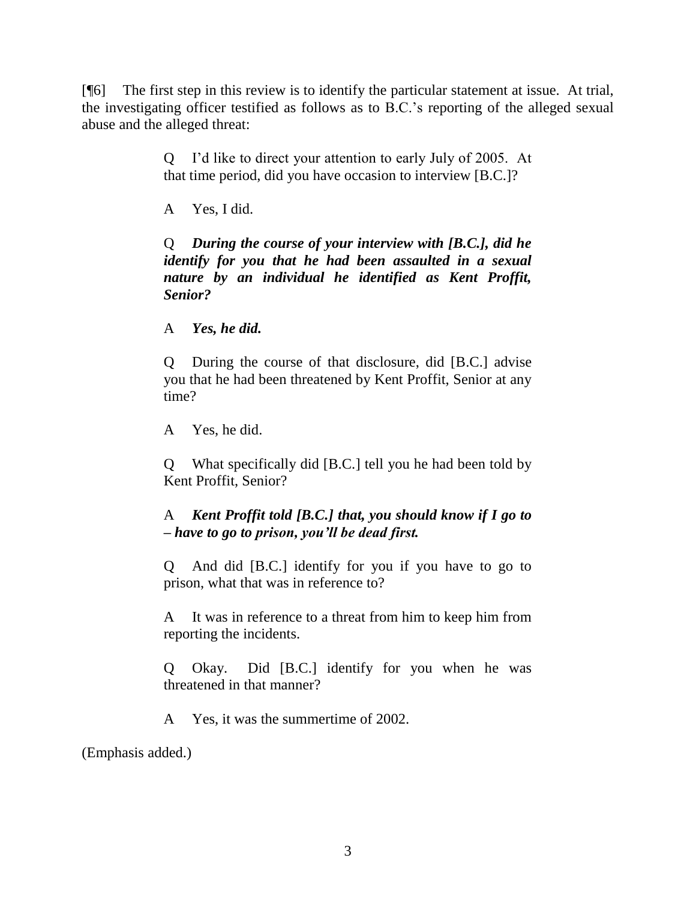[¶6] The first step in this review is to identify the particular statement at issue. At trial, the investigating officer testified as follows as to B.C.'s reporting of the alleged sexual abuse and the alleged threat:

> Q I'd like to direct your attention to early July of 2005. At that time period, did you have occasion to interview [B.C.]?
>
> A Yes, I did.
>
> Q ***During the course of your interview with [B.C.], did he identify for you that he had been assaulted in a sexual nature by an individual he identified as Kent Proffit, Senior?***
>
> A ***Yes, he did.***
>
> Q During the course of that disclosure, did [B.C.] advise you that he had been threatened by Kent Proffit, Senior at any time?
>
> A Yes, he did.
>
> Q What specifically did [B.C.] tell you he had been told by Kent Proffit, Senior?
>
> A ***Kent Proffit told [B.C.] that, you should know if I go to – have to go to prison, you'll be dead first.***
>
> Q And did [B.C.] identify for you if you have to go to prison, what that was in reference to?
>
> A It was in reference to a threat from him to keep him from reporting the incidents.
>
> Q Okay. Did [B.C.] identify for you when he was threatened in that manner?
>
> A Yes, it was the summertime of 2002.

(Emphasis added.)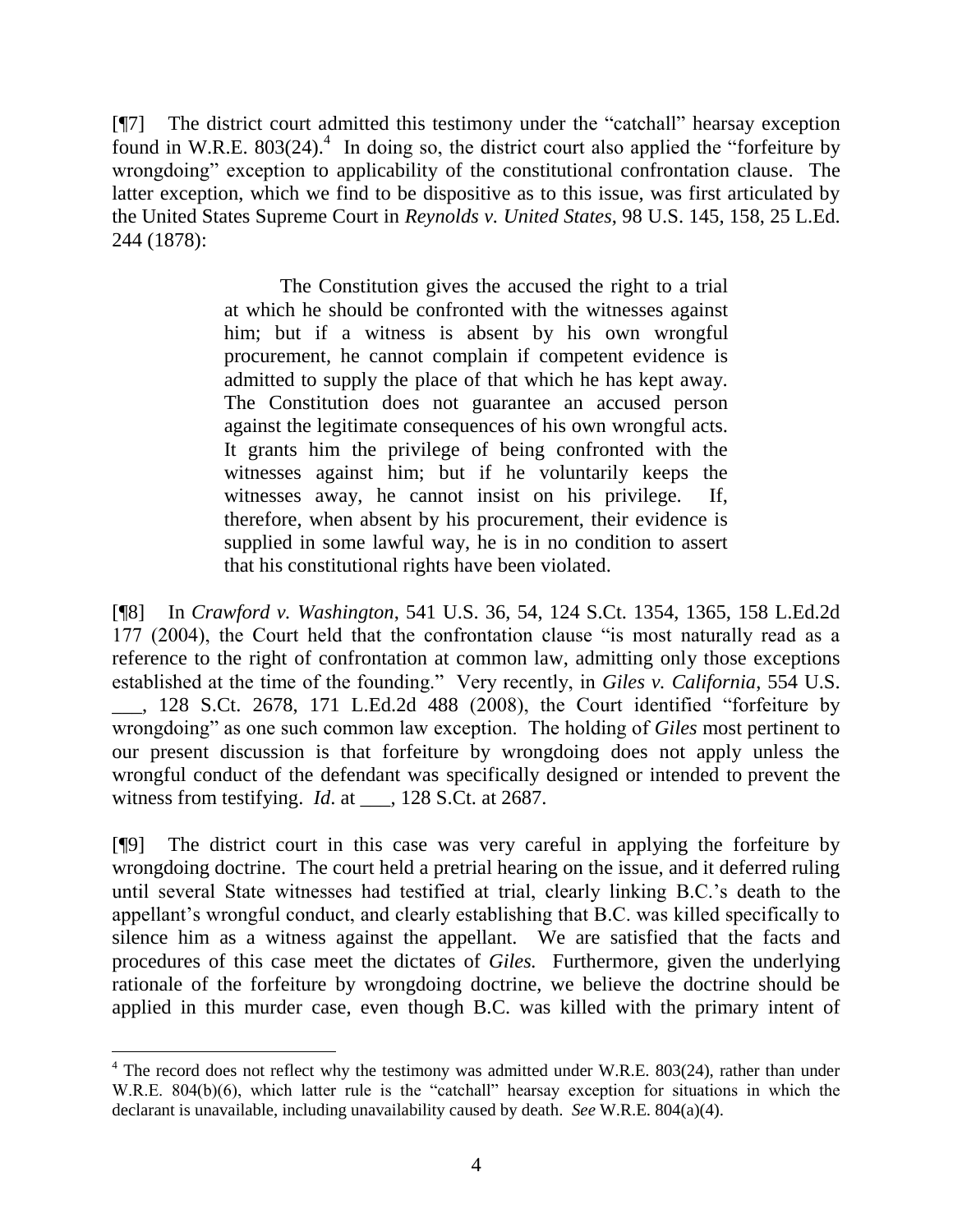[¶7] The district court admitted this testimony under the "catchall" hearsay exception found in W.R.E. 803(24).[4] In doing so, the district court also applied the "forfeiture by wrongdoing" exception to applicability of the constitutional confrontation clause. The latter exception, which we find to be dispositive as to this issue, was first articulated by the United States Supreme Court in *Reynolds v. United States*, 98 U.S. 145, 158, 25 L.Ed. 244 (1878):

> The Constitution gives the accused the right to a trial at which he should be confronted with the witnesses against him; but if a witness is absent by his own wrongful procurement, he cannot complain if competent evidence is admitted to supply the place of that which he has kept away. The Constitution does not guarantee an accused person against the legitimate consequences of his own wrongful acts. It grants him the privilege of being confronted with the witnesses against him; but if he voluntarily keeps the witnesses away, he cannot insist on his privilege. If, therefore, when absent by his procurement, their evidence is supplied in some lawful way, he is in no condition to assert that his constitutional rights have been violated.

[¶8] In *Crawford v. Washington*, 541 U.S. 36, 54, 124 S.Ct. 1354, 1365, 158 L.Ed.2d 177 (2004), the Court held that the confrontation clause "is most naturally read as a reference to the right of confrontation at common law, admitting only those exceptions established at the time of the founding." Very recently, in *Giles v. California*, 554 U.S. ___, 128 S.Ct. 2678, 171 L.Ed.2d 488 (2008), the Court identified "forfeiture by wrongdoing" as one such common law exception. The holding of *Giles* most pertinent to our present discussion is that forfeiture by wrongdoing does not apply unless the wrongful conduct of the defendant was specifically designed or intended to prevent the witness from testifying. *Id.* at ___, 128 S.Ct. at 2687.

[¶9] The district court in this case was very careful in applying the forfeiture by wrongdoing doctrine. The court held a pretrial hearing on the issue, and it deferred ruling until several State witnesses had testified at trial, clearly linking B.C.'s death to the appellant's wrongful conduct, and clearly establishing that B.C. was killed specifically to silence him as a witness against the appellant. We are satisfied that the facts and procedures of this case meet the dictates of *Giles.* Furthermore, given the underlying rationale of the forfeiture by wrongdoing doctrine, we believe the doctrine should be applied in this murder case, even though B.C. was killed with the primary intent of

---

[4] The record does not reflect why the testimony was admitted under W.R.E. 803(24), rather than under W.R.E. 804(b)(6), which latter rule is the "catchall" hearsay exception for situations in which the declarant is unavailable, including unavailability caused by death. *See* W.R.E. 804(a)(4).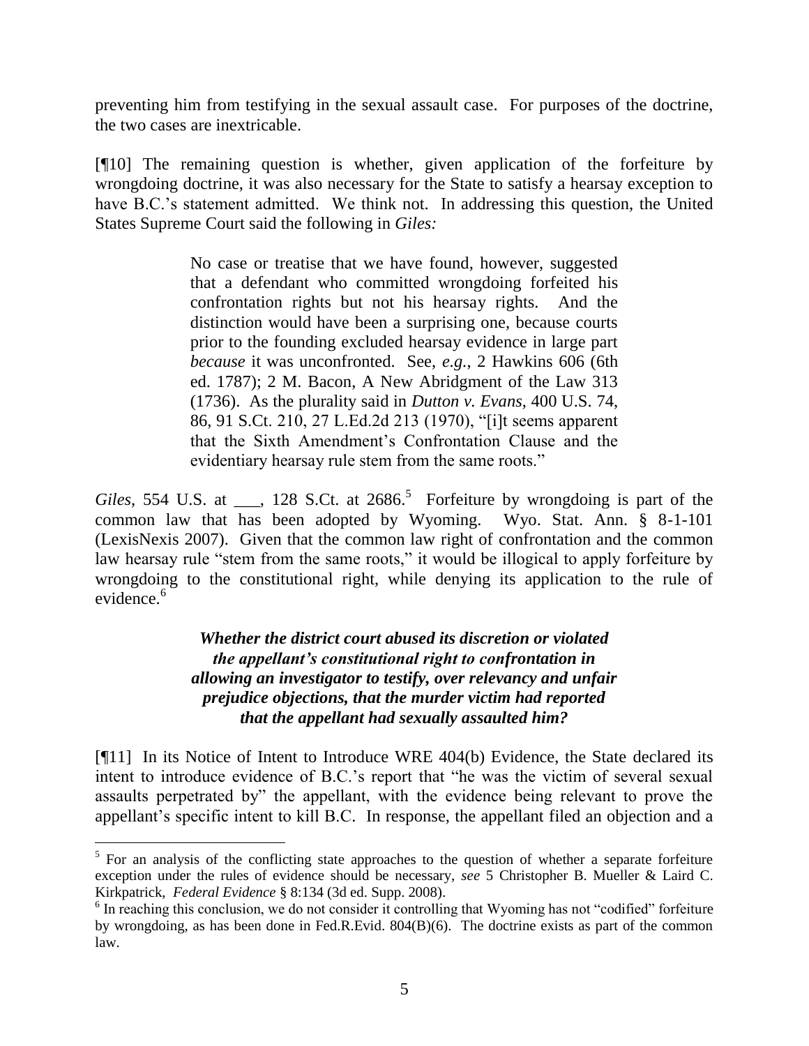preventing him from testifying in the sexual assault case. For purposes of the doctrine, the two cases are inextricable.

[¶10] The remaining question is whether, given application of the forfeiture by wrongdoing doctrine, it was also necessary for the State to satisfy a hearsay exception to have B.C.'s statement admitted. We think not. In addressing this question, the United States Supreme Court said the following in *Giles:*

> No case or treatise that we have found, however, suggested that a defendant who committed wrongdoing forfeited his confrontation rights but not his hearsay rights. And the distinction would have been a surprising one, because courts prior to the founding excluded hearsay evidence in large part *because* it was unconfronted. See, *e.g.*, 2 Hawkins 606 (6th ed. 1787); 2 M. Bacon, A New Abridgment of the Law 313 (1736). As the plurality said in *Dutton v. Evans*, 400 U.S. 74, 86, 91 S.Ct. 210, 27 L.Ed.2d 213 (1970), "[i]t seems apparent that the Sixth Amendment's Confrontation Clause and the evidentiary hearsay rule stem from the same roots."

*Giles*, 554 U.S. at ___, 128 S.Ct. at 2686.[5] Forfeiture by wrongdoing is part of the common law that has been adopted by Wyoming. Wyo. Stat. Ann. § 8-1-101 (LexisNexis 2007). Given that the common law right of confrontation and the common law hearsay rule "stem from the same roots," it would be illogical to apply forfeiture by wrongdoing to the constitutional right, while denying its application to the rule of evidence.[6]

### *Whether the district court abused its discretion or violated the appellant's constitutional right to confrontation in allowing an investigator to testify, over relevancy and unfair prejudice objections, that the murder victim had reported that the appellant had sexually assaulted him?*

[¶11] In its Notice of Intent to Introduce WRE 404(b) Evidence, the State declared its intent to introduce evidence of B.C.'s report that "he was the victim of several sexual assaults perpetrated by" the appellant, with the evidence being relevant to prove the appellant's specific intent to kill B.C. In response, the appellant filed an objection and a

---

[5] For an analysis of the conflicting state approaches to the question of whether a separate forfeiture exception under the rules of evidence should be necessary, *see* 5 Christopher B. Mueller & Laird C. Kirkpatrick, *Federal Evidence* § 8:134 (3d ed. Supp. 2008).

[6] In reaching this conclusion, we do not consider it controlling that Wyoming has not "codified" forfeiture by wrongdoing, as has been done in Fed.R.Evid. 804(B)(6). The doctrine exists as part of the common law.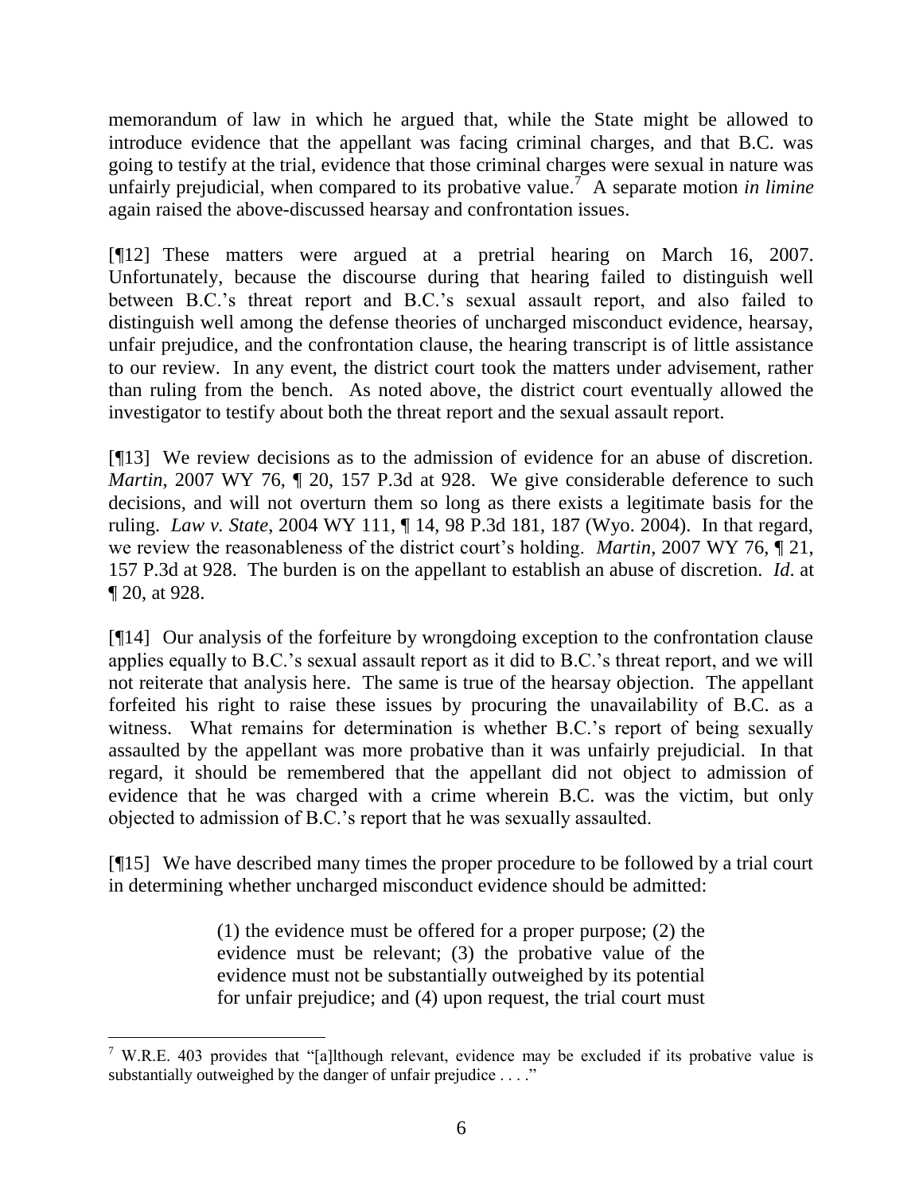memorandum of law in which he argued that, while the State might be allowed to introduce evidence that the appellant was facing criminal charges, and that B.C. was going to testify at the trial, evidence that those criminal charges were sexual in nature was unfairly prejudicial, when compared to its probative value.[7] A separate motion *in limine* again raised the above-discussed hearsay and confrontation issues.

[¶12] These matters were argued at a pretrial hearing on March 16, 2007. Unfortunately, because the discourse during that hearing failed to distinguish well between B.C.'s threat report and B.C.'s sexual assault report, and also failed to distinguish well among the defense theories of uncharged misconduct evidence, hearsay, unfair prejudice, and the confrontation clause, the hearing transcript is of little assistance to our review. In any event, the district court took the matters under advisement, rather than ruling from the bench. As noted above, the district court eventually allowed the investigator to testify about both the threat report and the sexual assault report.

[¶13] We review decisions as to the admission of evidence for an abuse of discretion. *Martin*, 2007 WY 76, ¶ 20, 157 P.3d at 928. We give considerable deference to such decisions, and will not overturn them so long as there exists a legitimate basis for the ruling. *Law v. State*, 2004 WY 111, ¶ 14, 98 P.3d 181, 187 (Wyo. 2004). In that regard, we review the reasonableness of the district court's holding. *Martin*, 2007 WY 76, ¶ 21, 157 P.3d at 928. The burden is on the appellant to establish an abuse of discretion. *Id*. at ¶ 20, at 928.

[¶14] Our analysis of the forfeiture by wrongdoing exception to the confrontation clause applies equally to B.C.'s sexual assault report as it did to B.C.'s threat report, and we will not reiterate that analysis here. The same is true of the hearsay objection. The appellant forfeited his right to raise these issues by procuring the unavailability of B.C. as a witness. What remains for determination is whether B.C.'s report of being sexually assaulted by the appellant was more probative than it was unfairly prejudicial. In that regard, it should be remembered that the appellant did not object to admission of evidence that he was charged with a crime wherein B.C. was the victim, but only objected to admission of B.C.'s report that he was sexually assaulted.

[¶15] We have described many times the proper procedure to be followed by a trial court in determining whether uncharged misconduct evidence should be admitted:

> (1) the evidence must be offered for a proper purpose; (2) the evidence must be relevant; (3) the probative value of the evidence must not be substantially outweighed by its potential for unfair prejudice; and (4) upon request, the trial court must

---

[7] W.R.E. 403 provides that "[a]lthough relevant, evidence may be excluded if its probative value is substantially outweighed by the danger of unfair prejudice . . . ."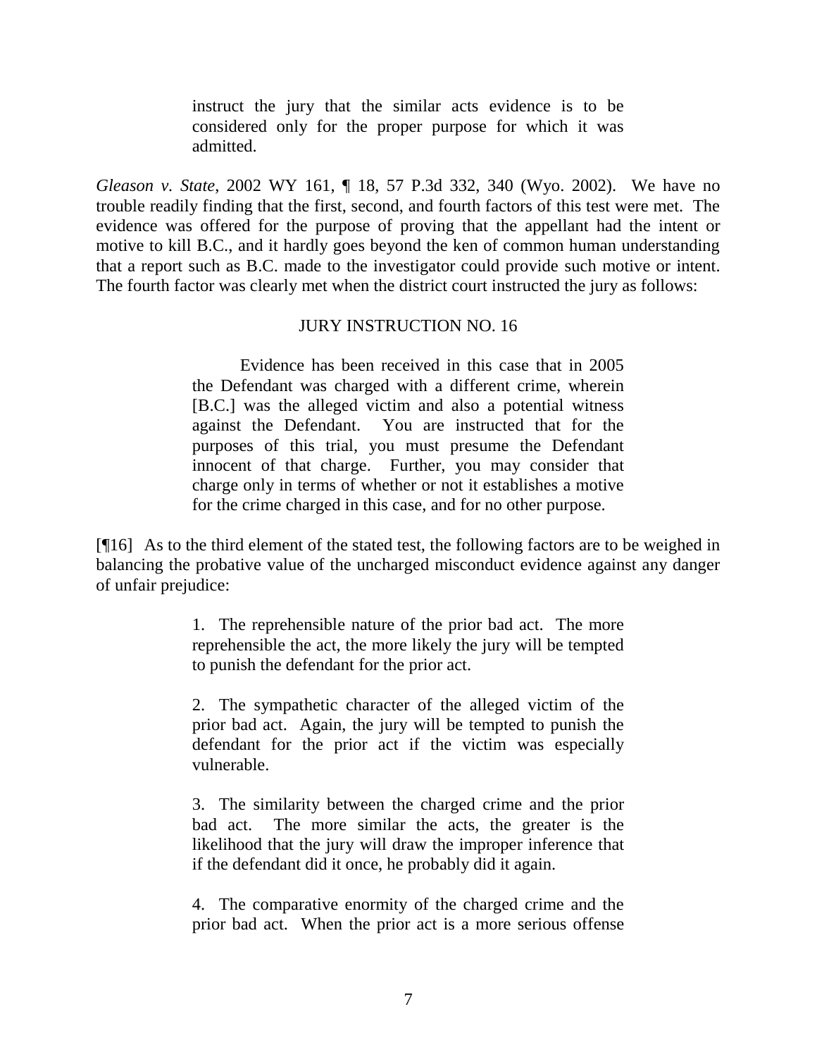> instruct the jury that the similar acts evidence is to be considered only for the proper purpose for which it was admitted.

*Gleason v. State*, 2002 WY 161, ¶ 18, 57 P.3d 332, 340 (Wyo. 2002). We have no trouble readily finding that the first, second, and fourth factors of this test were met. The evidence was offered for the purpose of proving that the appellant had the intent or motive to kill B.C., and it hardly goes beyond the ken of common human understanding that a report such as B.C. made to the investigator could provide such motive or intent. The fourth factor was clearly met when the district court instructed the jury as follows:

> JURY INSTRUCTION NO. 16
>
> Evidence has been received in this case that in 2005 the Defendant was charged with a different crime, wherein [B.C.] was the alleged victim and also a potential witness against the Defendant. You are instructed that for the purposes of this trial, you must presume the Defendant innocent of that charge. Further, you may consider that charge only in terms of whether or not it establishes a motive for the crime charged in this case, and for no other purpose.

[¶16] As to the third element of the stated test, the following factors are to be weighed in balancing the probative value of the uncharged misconduct evidence against any danger of unfair prejudice:

> 1. The reprehensible nature of the prior bad act. The more reprehensible the act, the more likely the jury will be tempted to punish the defendant for the prior act.
>
> 2. The sympathetic character of the alleged victim of the prior bad act. Again, the jury will be tempted to punish the defendant for the prior act if the victim was especially vulnerable.
>
> 3. The similarity between the charged crime and the prior bad act. The more similar the acts, the greater is the likelihood that the jury will draw the improper inference that if the defendant did it once, he probably did it again.
>
> 4. The comparative enormity of the charged crime and the prior bad act. When the prior act is a more serious offense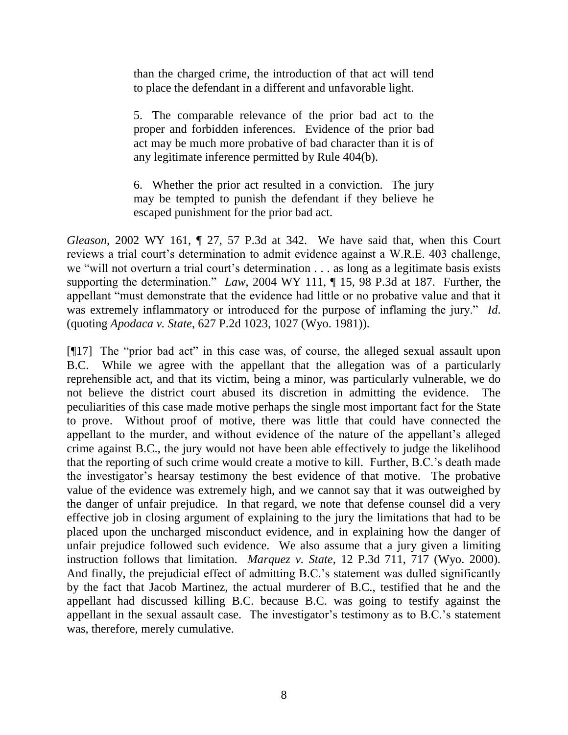> than the charged crime, the introduction of that act will tend to place the defendant in a different and unfavorable light.
>
> 5. The comparable relevance of the prior bad act to the proper and forbidden inferences. Evidence of the prior bad act may be much more probative of bad character than it is of any legitimate inference permitted by Rule 404(b).
>
> 6. Whether the prior act resulted in a conviction. The jury may be tempted to punish the defendant if they believe he escaped punishment for the prior bad act.

*Gleason*, 2002 WY 161, ¶ 27, 57 P.3d at 342. We have said that, when this Court reviews a trial court's determination to admit evidence against a W.R.E. 403 challenge, we "will not overturn a trial court's determination . . . as long as a legitimate basis exists supporting the determination." *Law*, 2004 WY 111, ¶ 15, 98 P.3d at 187. Further, the appellant "must demonstrate that the evidence had little or no probative value and that it was extremely inflammatory or introduced for the purpose of inflaming the jury." *Id*. (quoting *Apodaca v. State*, 627 P.2d 1023, 1027 (Wyo. 1981)).

[¶17] The "prior bad act" in this case was, of course, the alleged sexual assault upon B.C. While we agree with the appellant that the allegation was of a particularly reprehensible act, and that its victim, being a minor, was particularly vulnerable, we do not believe the district court abused its discretion in admitting the evidence. The peculiarities of this case made motive perhaps the single most important fact for the State to prove. Without proof of motive, there was little that could have connected the appellant to the murder, and without evidence of the nature of the appellant's alleged crime against B.C., the jury would not have been able effectively to judge the likelihood that the reporting of such crime would create a motive to kill. Further, B.C.'s death made the investigator's hearsay testimony the best evidence of that motive. The probative value of the evidence was extremely high, and we cannot say that it was outweighed by the danger of unfair prejudice. In that regard, we note that defense counsel did a very effective job in closing argument of explaining to the jury the limitations that had to be placed upon the uncharged misconduct evidence, and in explaining how the danger of unfair prejudice followed such evidence. We also assume that a jury given a limiting instruction follows that limitation. *Marquez v. State*, 12 P.3d 711, 717 (Wyo. 2000). And finally, the prejudicial effect of admitting B.C.'s statement was dulled significantly by the fact that Jacob Martinez, the actual murderer of B.C., testified that he and the appellant had discussed killing B.C. because B.C. was going to testify against the appellant in the sexual assault case. The investigator's testimony as to B.C.'s statement was, therefore, merely cumulative.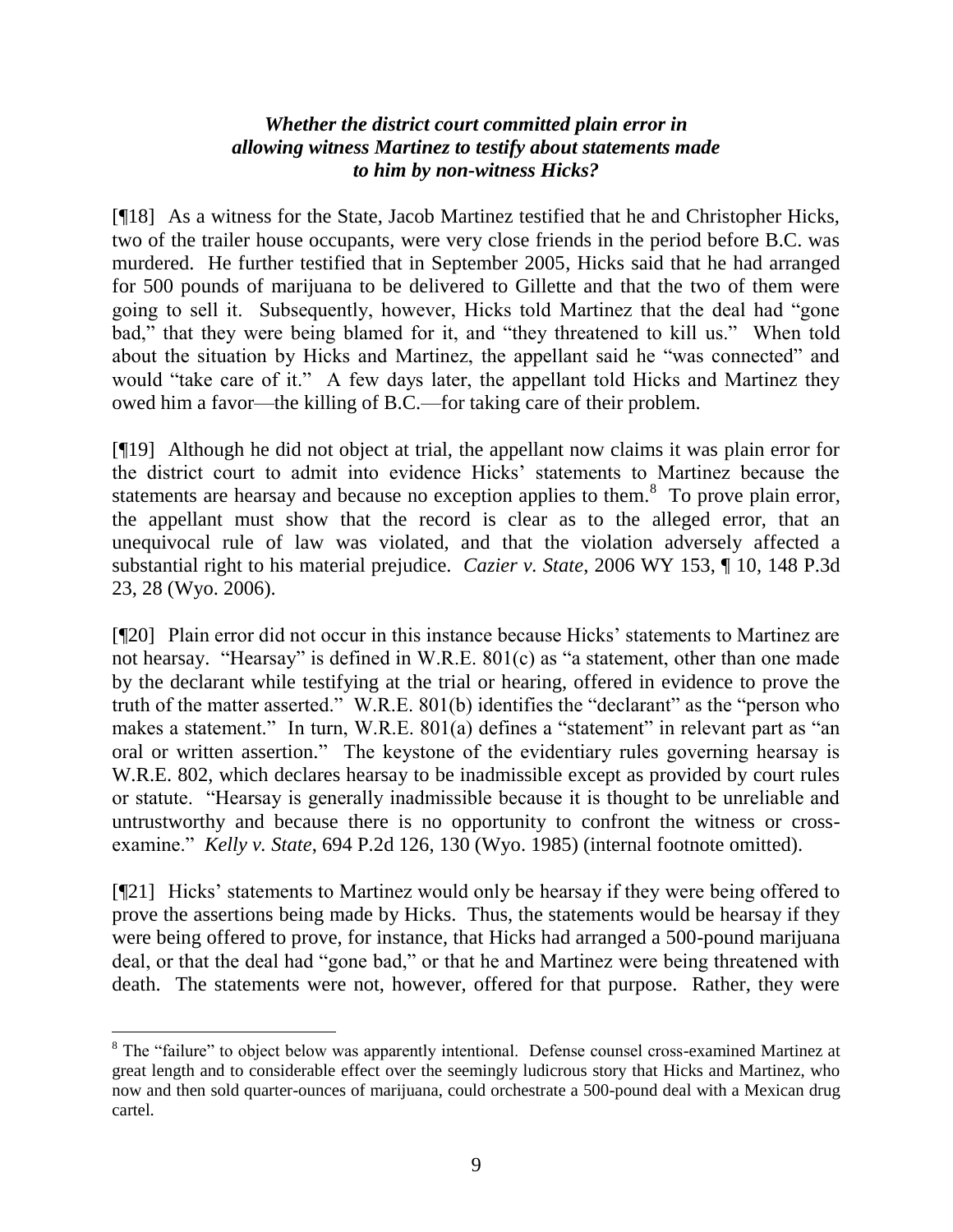***Whether the district court committed plain error in allowing witness Martinez to testify about statements made to him by non-witness Hicks?***

[¶18] As a witness for the State, Jacob Martinez testified that he and Christopher Hicks, two of the trailer house occupants, were very close friends in the period before B.C. was murdered. He further testified that in September 2005, Hicks said that he had arranged for 500 pounds of marijuana to be delivered to Gillette and that the two of them were going to sell it. Subsequently, however, Hicks told Martinez that the deal had "gone bad," that they were being blamed for it, and "they threatened to kill us." When told about the situation by Hicks and Martinez, the appellant said he "was connected" and would "take care of it." A few days later, the appellant told Hicks and Martinez they owed him a favor—the killing of B.C.—for taking care of their problem.

[¶19] Although he did not object at trial, the appellant now claims it was plain error for the district court to admit into evidence Hicks' statements to Martinez because the statements are hearsay and because no exception applies to them.[8] To prove plain error, the appellant must show that the record is clear as to the alleged error, that an unequivocal rule of law was violated, and that the violation adversely affected a substantial right to his material prejudice. *Cazier v. State*, 2006 WY 153, ¶ 10, 148 P.3d 23, 28 (Wyo. 2006).

[¶20] Plain error did not occur in this instance because Hicks' statements to Martinez are not hearsay. "Hearsay" is defined in W.R.E. 801(c) as "a statement, other than one made by the declarant while testifying at the trial or hearing, offered in evidence to prove the truth of the matter asserted." W.R.E. 801(b) identifies the "declarant" as the "person who makes a statement." In turn, W.R.E. 801(a) defines a "statement" in relevant part as "an oral or written assertion." The keystone of the evidentiary rules governing hearsay is W.R.E. 802, which declares hearsay to be inadmissible except as provided by court rules or statute. "Hearsay is generally inadmissible because it is thought to be unreliable and untrustworthy and because there is no opportunity to confront the witness or cross-examine." *Kelly v. State*, 694 P.2d 126, 130 (Wyo. 1985) (internal footnote omitted).

[¶21] Hicks' statements to Martinez would only be hearsay if they were being offered to prove the assertions being made by Hicks. Thus, the statements would be hearsay if they were being offered to prove, for instance, that Hicks had arranged a 500-pound marijuana deal, or that the deal had "gone bad," or that he and Martinez were being threatened with death. The statements were not, however, offered for that purpose. Rather, they were

---

[8] The "failure" to object below was apparently intentional. Defense counsel cross-examined Martinez at great length and to considerable effect over the seemingly ludicrous story that Hicks and Martinez, who now and then sold quarter-ounces of marijuana, could orchestrate a 500-pound deal with a Mexican drug cartel.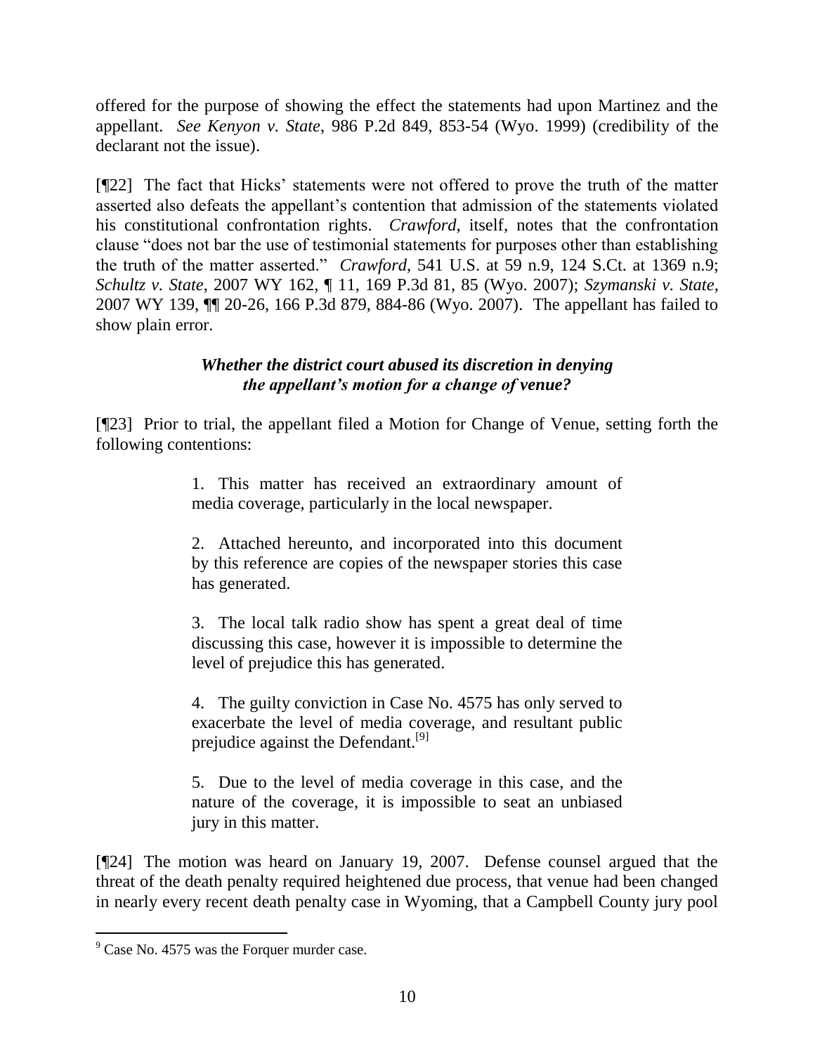offered for the purpose of showing the effect the statements had upon Martinez and the appellant. *See Kenyon v. State*, 986 P.2d 849, 853-54 (Wyo. 1999) (credibility of the declarant not the issue).

[¶22] The fact that Hicks' statements were not offered to prove the truth of the matter asserted also defeats the appellant's contention that admission of the statements violated his constitutional confrontation rights. *Crawford*, itself, notes that the confrontation clause "does not bar the use of testimonial statements for purposes other than establishing the truth of the matter asserted." *Crawford*, 541 U.S. at 59 n.9, 124 S.Ct. at 1369 n.9; *Schultz v. State*, 2007 WY 162, ¶ 11, 169 P.3d 81, 85 (Wyo. 2007); *Szymanski v. State*, 2007 WY 139, ¶¶ 20-26, 166 P.3d 879, 884-86 (Wyo. 2007). The appellant has failed to show plain error.

### *Whether the district court abused its discretion in denying the appellant's motion for a change of venue?*

[¶23] Prior to trial, the appellant filed a Motion for Change of Venue, setting forth the following contentions:

> 1. This matter has received an extraordinary amount of media coverage, particularly in the local newspaper.
>
> 2. Attached hereunto, and incorporated into this document by this reference are copies of the newspaper stories this case has generated.
>
> 3. The local talk radio show has spent a great deal of time discussing this case, however it is impossible to determine the level of prejudice this has generated.
>
> 4. The guilty conviction in Case No. 4575 has only served to exacerbate the level of media coverage, and resultant public prejudice against the Defendant.[9]
>
> 5. Due to the level of media coverage in this case, and the nature of the coverage, it is impossible to seat an unbiased jury in this matter.

[¶24] The motion was heard on January 19, 2007. Defense counsel argued that the threat of the death penalty required heightened due process, that venue had been changed in nearly every recent death penalty case in Wyoming, that a Campbell County jury pool

[9] Case No. 4575 was the Forquer murder case.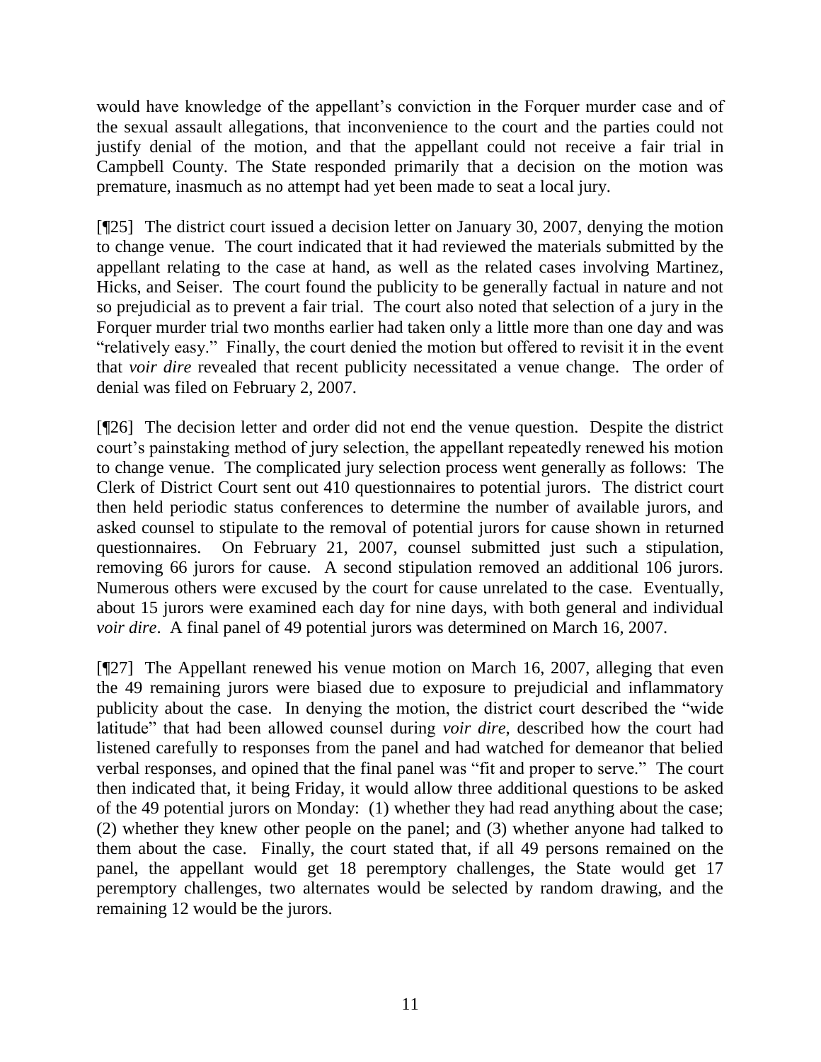would have knowledge of the appellant's conviction in the Forquer murder case and of the sexual assault allegations, that inconvenience to the court and the parties could not justify denial of the motion, and that the appellant could not receive a fair trial in Campbell County. The State responded primarily that a decision on the motion was premature, inasmuch as no attempt had yet been made to seat a local jury.

[¶25] The district court issued a decision letter on January 30, 2007, denying the motion to change venue. The court indicated that it had reviewed the materials submitted by the appellant relating to the case at hand, as well as the related cases involving Martinez, Hicks, and Seiser. The court found the publicity to be generally factual in nature and not so prejudicial as to prevent a fair trial. The court also noted that selection of a jury in the Forquer murder trial two months earlier had taken only a little more than one day and was "relatively easy." Finally, the court denied the motion but offered to revisit it in the event that *voir dire* revealed that recent publicity necessitated a venue change. The order of denial was filed on February 2, 2007.

[¶26] The decision letter and order did not end the venue question. Despite the district court's painstaking method of jury selection, the appellant repeatedly renewed his motion to change venue. The complicated jury selection process went generally as follows: The Clerk of District Court sent out 410 questionnaires to potential jurors. The district court then held periodic status conferences to determine the number of available jurors, and asked counsel to stipulate to the removal of potential jurors for cause shown in returned questionnaires. On February 21, 2007, counsel submitted just such a stipulation, removing 66 jurors for cause. A second stipulation removed an additional 106 jurors. Numerous others were excused by the court for cause unrelated to the case. Eventually, about 15 jurors were examined each day for nine days, with both general and individual *voir dire*. A final panel of 49 potential jurors was determined on March 16, 2007.

[¶27] The Appellant renewed his venue motion on March 16, 2007, alleging that even the 49 remaining jurors were biased due to exposure to prejudicial and inflammatory publicity about the case. In denying the motion, the district court described the "wide latitude" that had been allowed counsel during *voir dire*, described how the court had listened carefully to responses from the panel and had watched for demeanor that belied verbal responses, and opined that the final panel was "fit and proper to serve." The court then indicated that, it being Friday, it would allow three additional questions to be asked of the 49 potential jurors on Monday: (1) whether they had read anything about the case; (2) whether they knew other people on the panel; and (3) whether anyone had talked to them about the case. Finally, the court stated that, if all 49 persons remained on the panel, the appellant would get 18 peremptory challenges, the State would get 17 peremptory challenges, two alternates would be selected by random drawing, and the remaining 12 would be the jurors.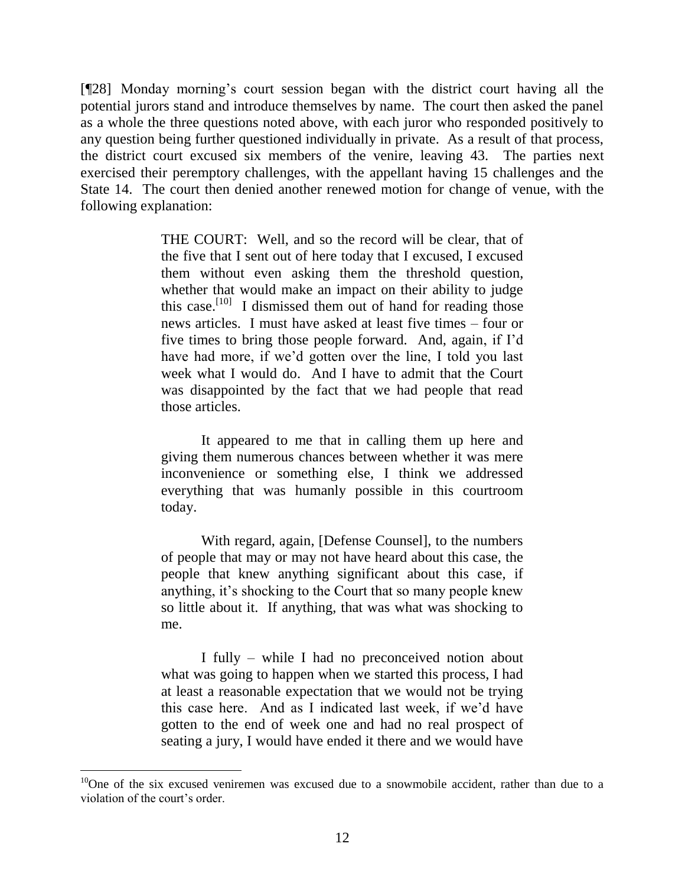[¶28] Monday morning's court session began with the district court having all the potential jurors stand and introduce themselves by name. The court then asked the panel as a whole the three questions noted above, with each juror who responded positively to any question being further questioned individually in private. As a result of that process, the district court excused six members of the venire, leaving 43. The parties next exercised their peremptory challenges, with the appellant having 15 challenges and the State 14. The court then denied another renewed motion for change of venue, with the following explanation:

> THE COURT: Well, and so the record will be clear, that of the five that I sent out of here today that I excused, I excused them without even asking them the threshold question, whether that would make an impact on their ability to judge this case.[10] I dismissed them out of hand for reading those news articles. I must have asked at least five times – four or five times to bring those people forward. And, again, if I'd have had more, if we'd gotten over the line, I told you last week what I would do. And I have to admit that the Court was disappointed by the fact that we had people that read those articles.
>
> It appeared to me that in calling them up here and giving them numerous chances between whether it was mere inconvenience or something else, I think we addressed everything that was humanly possible in this courtroom today.
>
> With regard, again, [Defense Counsel], to the numbers of people that may or may not have heard about this case, the people that knew anything significant about this case, if anything, it's shocking to the Court that so many people knew so little about it. If anything, that was what was shocking to me.
>
> I fully – while I had no preconceived notion about what was going to happen when we started this process, I had at least a reasonable expectation that we would not be trying this case here. And as I indicated last week, if we'd have gotten to the end of week one and had no real prospect of seating a jury, I would have ended it there and we would have

---

[10] One of the six excused veniremen was excused due to a snowmobile accident, rather than due to a violation of the court's order.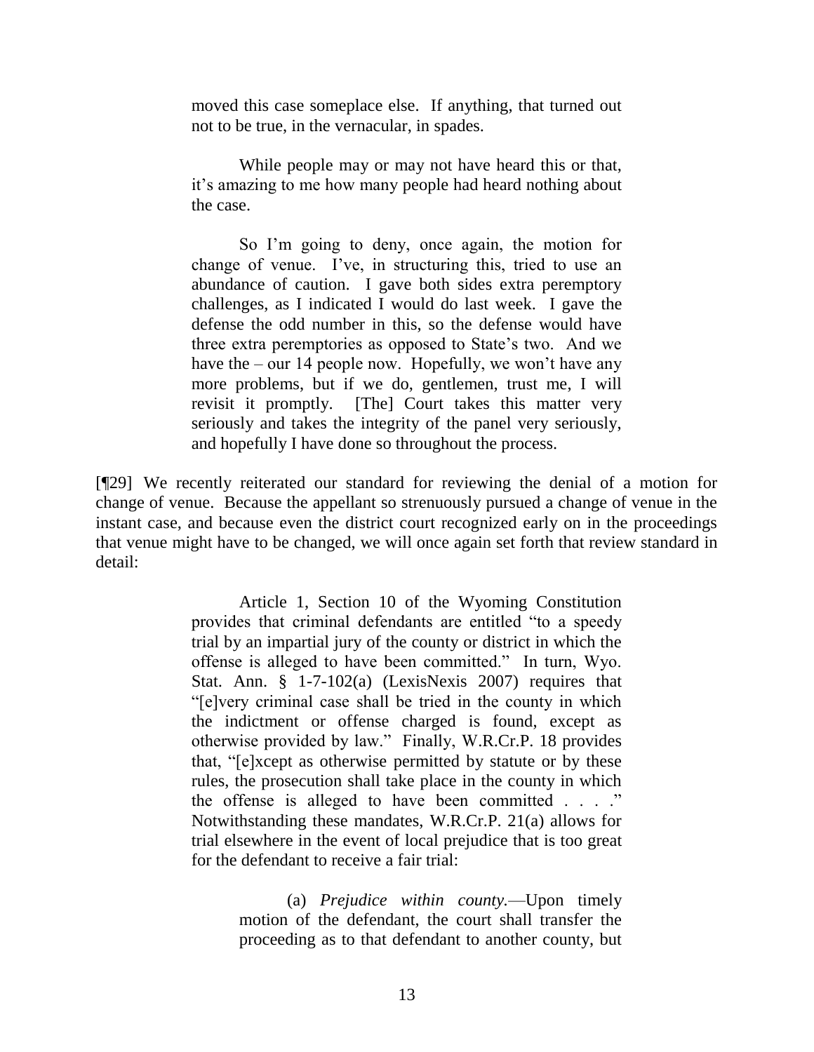> moved this case someplace else. If anything, that turned out not to be true, in the vernacular, in spades.
>
> While people may or may not have heard this or that, it's amazing to me how many people had heard nothing about the case.
>
> So I'm going to deny, once again, the motion for change of venue. I've, in structuring this, tried to use an abundance of caution. I gave both sides extra peremptory challenges, as I indicated I would do last week. I gave the defense the odd number in this, so the defense would have three extra peremptories as opposed to State's two. And we have the – our 14 people now. Hopefully, we won't have any more problems, but if we do, gentlemen, trust me, I will revisit it promptly. [The] Court takes this matter very seriously and takes the integrity of the panel very seriously, and hopefully I have done so throughout the process.

[¶29] We recently reiterated our standard for reviewing the denial of a motion for change of venue. Because the appellant so strenuously pursued a change of venue in the instant case, and because even the district court recognized early on in the proceedings that venue might have to be changed, we will once again set forth that review standard in detail:

> Article 1, Section 10 of the Wyoming Constitution provides that criminal defendants are entitled "to a speedy trial by an impartial jury of the county or district in which the offense is alleged to have been committed." In turn, Wyo. Stat. Ann. § 1-7-102(a) (LexisNexis 2007) requires that "[e]very criminal case shall be tried in the county in which the indictment or offense charged is found, except as otherwise provided by law." Finally, W.R.Cr.P. 18 provides that, "[e]xcept as otherwise permitted by statute or by these rules, the prosecution shall take place in the county in which the offense is alleged to have been committed . . . ." Notwithstanding these mandates, W.R.Cr.P. 21(a) allows for trial elsewhere in the event of local prejudice that is too great for the defendant to receive a fair trial:
>
> > (a) *Prejudice within county.*—Upon timely motion of the defendant, the court shall transfer the proceeding as to that defendant to another county, but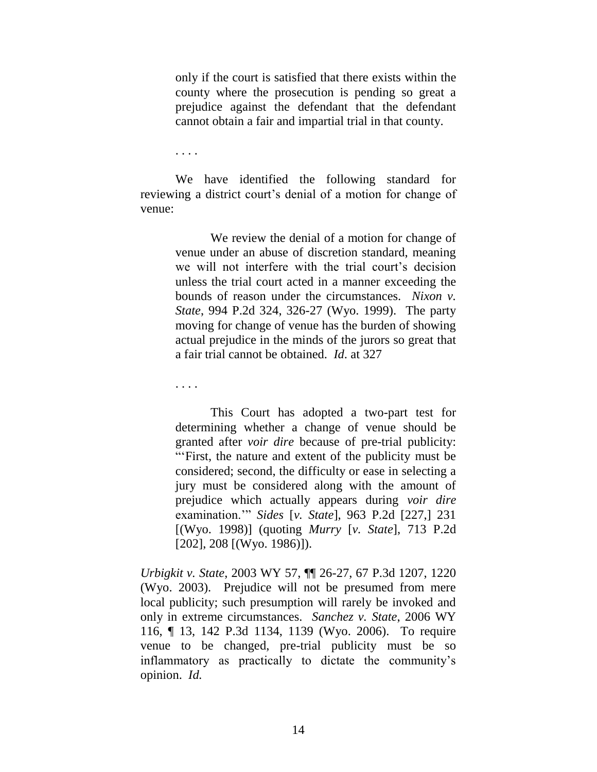> only if the court is satisfied that there exists within the county where the prosecution is pending so great a prejudice against the defendant that the defendant cannot obtain a fair and impartial trial in that county.
>
> . . . .
>
> We have identified the following standard for reviewing a district court's denial of a motion for change of venue:
>
> > We review the denial of a motion for change of venue under an abuse of discretion standard, meaning we will not interfere with the trial court's decision unless the trial court acted in a manner exceeding the bounds of reason under the circumstances. *Nixon v. State*, 994 P.2d 324, 326-27 (Wyo. 1999). The party moving for change of venue has the burden of showing actual prejudice in the minds of the jurors so great that a fair trial cannot be obtained. *Id*. at 327
> >
> > . . . .
> >
> > This Court has adopted a two-part test for determining whether a change of venue should be granted after *voir dire* because of pre-trial publicity: "'First, the nature and extent of the publicity must be considered; second, the difficulty or ease in selecting a jury must be considered along with the amount of prejudice which actually appears during *voir dire* examination.'" *Sides* [*v. State*], 963 P.2d [227,] 231 [(Wyo. 1998)] (quoting *Murry* [*v. State*], 713 P.2d [202], 208 [(Wyo. 1986)]).
>
> *Urbigkit v. State*, 2003 WY 57, ¶¶ 26-27, 67 P.3d 1207, 1220 (Wyo. 2003). Prejudice will not be presumed from mere local publicity; such presumption will rarely be invoked and only in extreme circumstances. *Sanchez v. State*, 2006 WY 116, ¶ 13, 142 P.3d 1134, 1139 (Wyo. 2006). To require venue to be changed, pre-trial publicity must be so inflammatory as practically to dictate the community's opinion. *Id.*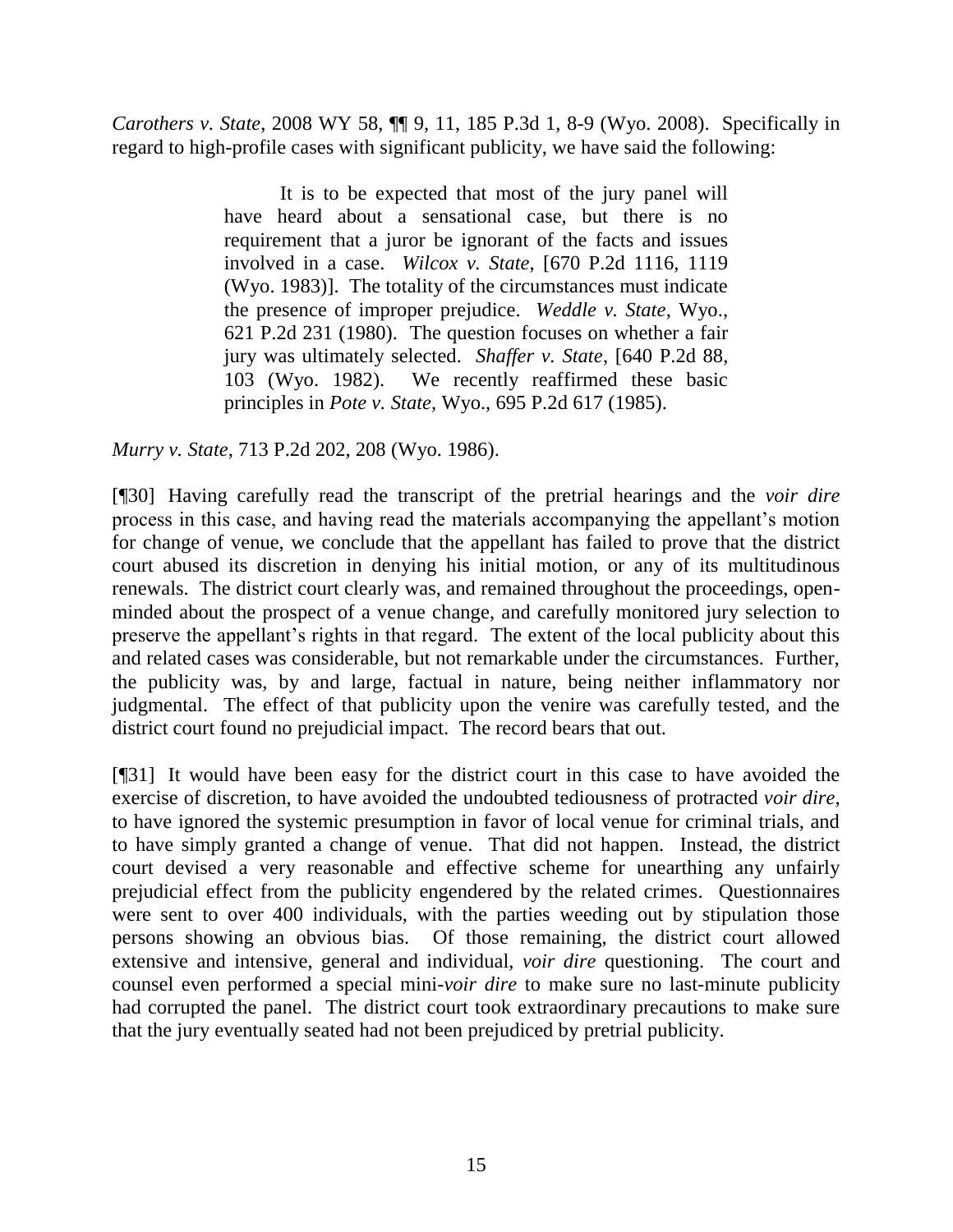*Carothers v. State*, 2008 WY 58, ¶¶ 9, 11, 185 P.3d 1, 8-9 (Wyo. 2008). Specifically in regard to high-profile cases with significant publicity, we have said the following:

> It is to be expected that most of the jury panel will have heard about a sensational case, but there is no requirement that a juror be ignorant of the facts and issues involved in a case. *Wilcox v. State*, [670 P.2d 1116, 1119 (Wyo. 1983)]. The totality of the circumstances must indicate the presence of improper prejudice. *Weddle v. State*, Wyo., 621 P.2d 231 (1980). The question focuses on whether a fair jury was ultimately selected. *Shaffer v. State*, [640 P.2d 88, 103 (Wyo. 1982). We recently reaffirmed these basic principles in *Pote v. State*, Wyo., 695 P.2d 617 (1985).

*Murry v. State*, 713 P.2d 202, 208 (Wyo. 1986).

[¶30] Having carefully read the transcript of the pretrial hearings and the *voir dire* process in this case, and having read the materials accompanying the appellant's motion for change of venue, we conclude that the appellant has failed to prove that the district court abused its discretion in denying his initial motion, or any of its multitudinous renewals. The district court clearly was, and remained throughout the proceedings, open-minded about the prospect of a venue change, and carefully monitored jury selection to preserve the appellant's rights in that regard. The extent of the local publicity about this and related cases was considerable, but not remarkable under the circumstances. Further, the publicity was, by and large, factual in nature, being neither inflammatory nor judgmental. The effect of that publicity upon the venire was carefully tested, and the district court found no prejudicial impact. The record bears that out.

[¶31] It would have been easy for the district court in this case to have avoided the exercise of discretion, to have avoided the undoubted tediousness of protracted *voir dire*, to have ignored the systemic presumption in favor of local venue for criminal trials, and to have simply granted a change of venue. That did not happen. Instead, the district court devised a very reasonable and effective scheme for unearthing any unfairly prejudicial effect from the publicity engendered by the related crimes. Questionnaires were sent to over 400 individuals, with the parties weeding out by stipulation those persons showing an obvious bias. Of those remaining, the district court allowed extensive and intensive, general and individual, *voir dire* questioning. The court and counsel even performed a special mini-*voir dire* to make sure no last-minute publicity had corrupted the panel. The district court took extraordinary precautions to make sure that the jury eventually seated had not been prejudiced by pretrial publicity.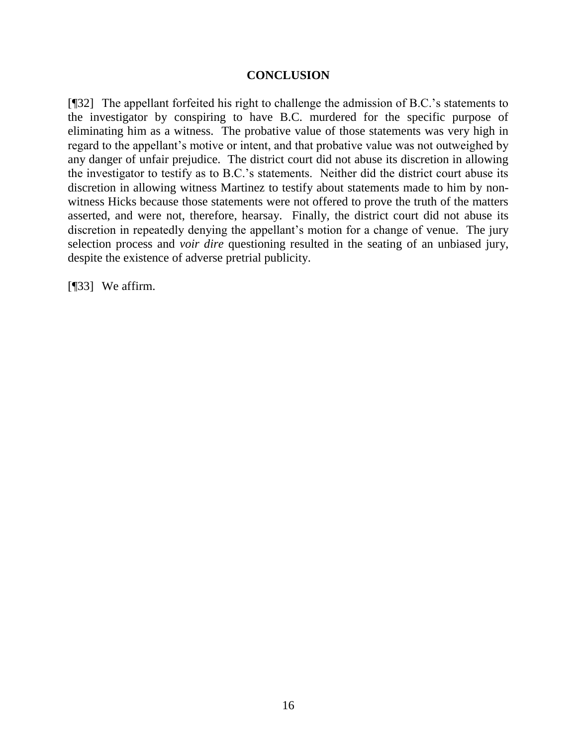## CONCLUSION

[¶32] The appellant forfeited his right to challenge the admission of B.C.'s statements to the investigator by conspiring to have B.C. murdered for the specific purpose of eliminating him as a witness. The probative value of those statements was very high in regard to the appellant's motive or intent, and that probative value was not outweighed by any danger of unfair prejudice. The district court did not abuse its discretion in allowing the investigator to testify as to B.C.'s statements. Neither did the district court abuse its discretion in allowing witness Martinez to testify about statements made to him by non-witness Hicks because those statements were not offered to prove the truth of the matters asserted, and were not, therefore, hearsay. Finally, the district court did not abuse its discretion in repeatedly denying the appellant's motion for a change of venue. The jury selection process and *voir dire* questioning resulted in the seating of an unbiased jury, despite the existence of adverse pretrial publicity.

[¶33] We affirm.